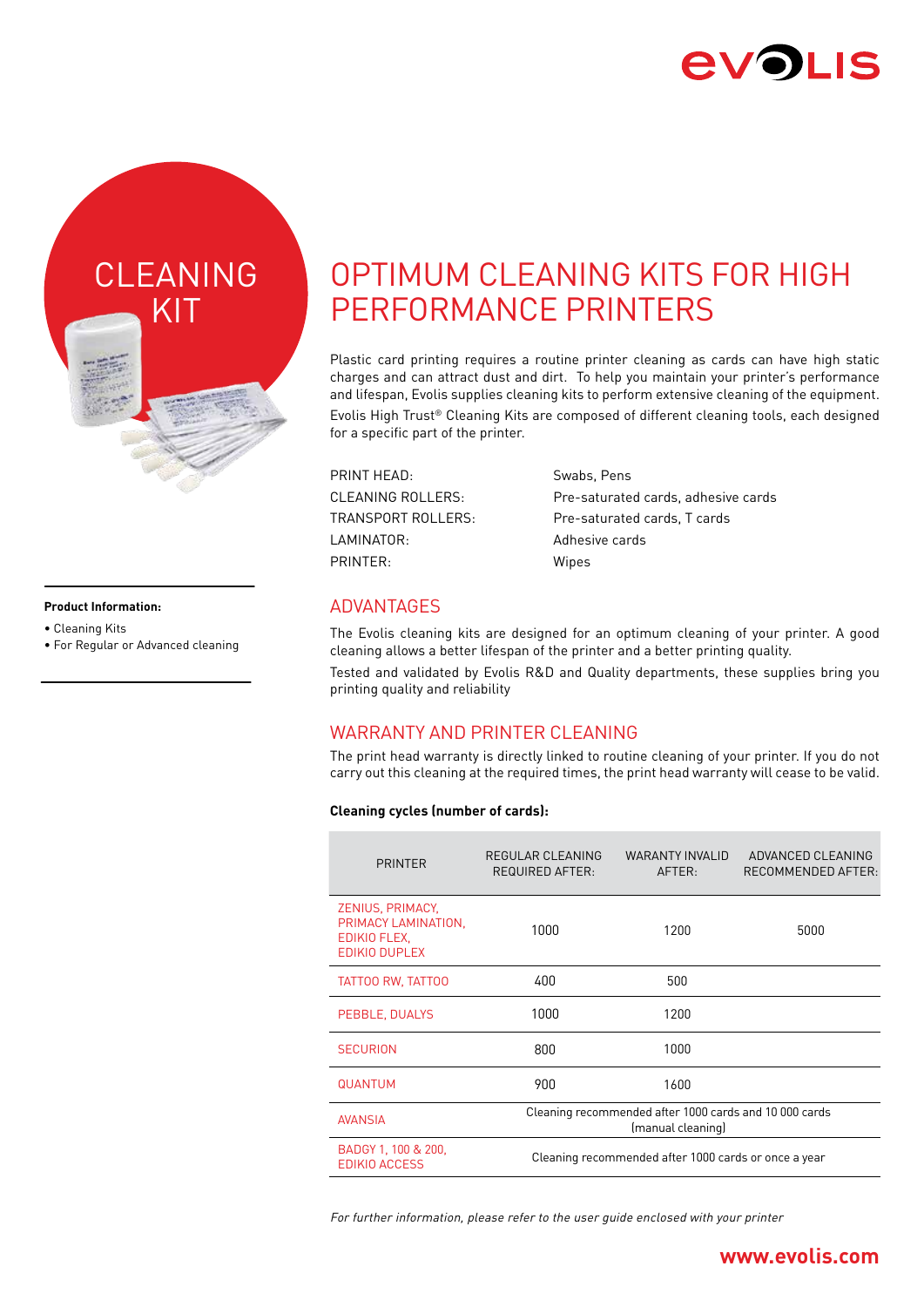# CLEANING KIT

**Product Information:**

- Cleaning Kits
- For Regular or Advanced cleaning

# OPTIMUM CLEANING KITS FOR HIGH PERFORMANCE PRINTERS

Plastic card printing requires a routine printer cleaning as cards can have high static charges and can attract dust and dirt. To help you maintain your printer's performance and lifespan, Evolis supplies cleaning kits to perform extensive cleaning of the equipment.

Evolis High Trust® Cleaning Kits are composed of different cleaning tools, each designed for a specific part of the printer.

| | |
|---|---|
| PRINT HEAD: | Swabs, Pens |
| CLEANING ROLLERS: | Pre-saturated cards, adhesive cards |
| TRANSPORT ROLLERS: | Pre-saturated cards, T cards |
| LAMINATOR: | Adhesive cards |
| PRINTER: | Wipes |

## ADVANTAGES

The Evolis cleaning kits are designed for an optimum cleaning of your printer. A good cleaning allows a better lifespan of the printer and a better printing quality.

Tested and validated by Evolis R&D and Quality departments, these supplies bring you printing quality and reliability

## WARRANTY AND PRINTER CLEANING

The print head warranty is directly linked to routine cleaning of your printer. If you do not carry out this cleaning at the required times, the print head warranty will cease to be valid.

**Cleaning cycles (number of cards):**

| PRINTER | REGULAR CLEANING REQUIRED AFTER: | WARANTY INVALID AFTER: | ADVANCED CLEANING RECOMMENDED AFTER: |
|---|---|---|---|
| ZENIUS, PRIMACY, PRIMACY LAMINATION, EDIKIO FLEX, EDIKIO DUPLEX | 1000 | 1200 | 5000 |
| TATTOO RW, TATTOO | 400 | 500 | |
| PEBBLE, DUALYS | 1000 | 1200 | |
| SECURION | 800 | 1000 | |
| QUANTUM | 900 | 1600 | |
| AVANSIA | Cleaning recommended after 1000 cards and 10 000 cards (manual cleaning) | | |
| BADGY 1, 100 & 200, EDIKIO ACCESS | Cleaning recommended after 1000 cards or once a year | | |

*For further information, please refer to the user guide enclosed with your printer*

**www.evolis.com**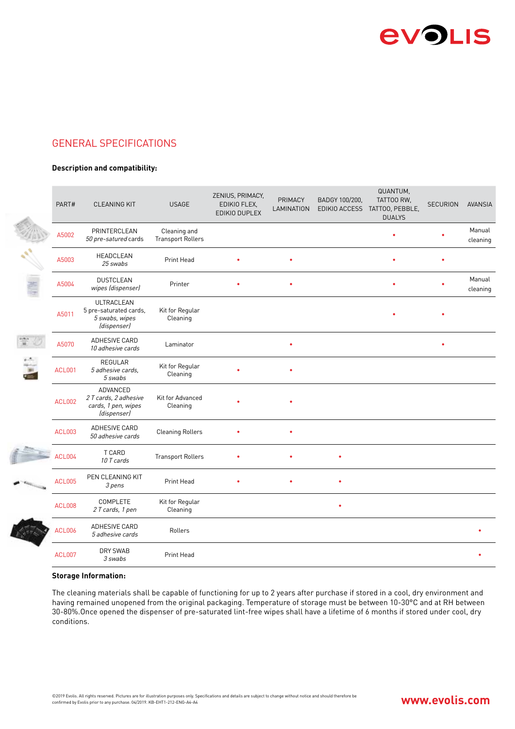## GENERAL SPECIFICATIONS

**Description and compatibility:**

| PART# | CLEANING KIT | USAGE | ZENIUS, PRIMACY, EDIKIO FLEX, EDIKIO DUPLEX | PRIMACY LAMINATION | BADGY 100/200, EDIKIO ACCESS | QUANTUM, TATTOO RW, TATTOO, PEBBLE, DUALYS | SECURION | AVANSIA |
|---|---|---|---|---|---|---|---|---|
| A5002 | PRINTERCLEAN *50 pre-satured cards* | Cleaning and Transport Rollers | | | | • | • | Manual cleaning |
| A5003 | HEADCLEAN *25 swabs* | Print Head | • | • | | • | • | |
| A5004 | DUSTCLEAN *wipes (dispenser)* | Printer | • | • | | • | • | Manual cleaning |
| A5011 | ULTRACLEAN 5 pre-saturated cards, *5 swabs, wipes (dispenser)* | Kit for Regular Cleaning | | | | • | • | |
| A5070 | ADHESIVE CARD *10 adhesive cards* | Laminator | | • | | | • | |
| ACL001 | REGULAR *5 adhesive cards, 5 swabs* | Kit for Regular Cleaning | • | • | | | | |
| ACL002 | ADVANCED *2 T cards, 2 adhesive cards, 1 pen, wipes (dispenser)* | Kit for Advanced Cleaning | • | • | | | | |
| ACL003 | ADHESIVE CARD *50 adhesive cards* | Cleaning Rollers | • | • | | | | |
| ACL004 | T CARD *10 T cards* | Transport Rollers | • | • | • | | | |
| ACL005 | PEN CLEANING KIT *3 pens* | Print Head | • | • | • | | | |
| ACL008 | COMPLETE *2 T cards, 1 pen* | Kit for Regular Cleaning | | | • | | | |
| ACL006 | ADHESIVE CARD *5 adhesive cards* | Rollers | | | | | | • |
| ACL007 | DRY SWAB *3 swabs* | Print Head | | | | | | • |

**Storage Information:**

The cleaning materials shall be capable of functioning for up to 2 years after purchase if stored in a cool, dry environment and having remained unopened from the original packaging. Temperature of storage must be between 10-30°C and at RH between 30-80%.Once opened the dispenser of pre-saturated lint-free wipes shall have a lifetime of 6 months if stored under cool, dry conditions.

©2019 Evolis. All rights reserved. Pictures are for illustration purposes only. Specifications and details are subject to change without notice and should therefore be confirmed by Evolis prior to any purchase. 04/2019. KB-EHT1-212-ENG-A4-A4

www.evolis.com